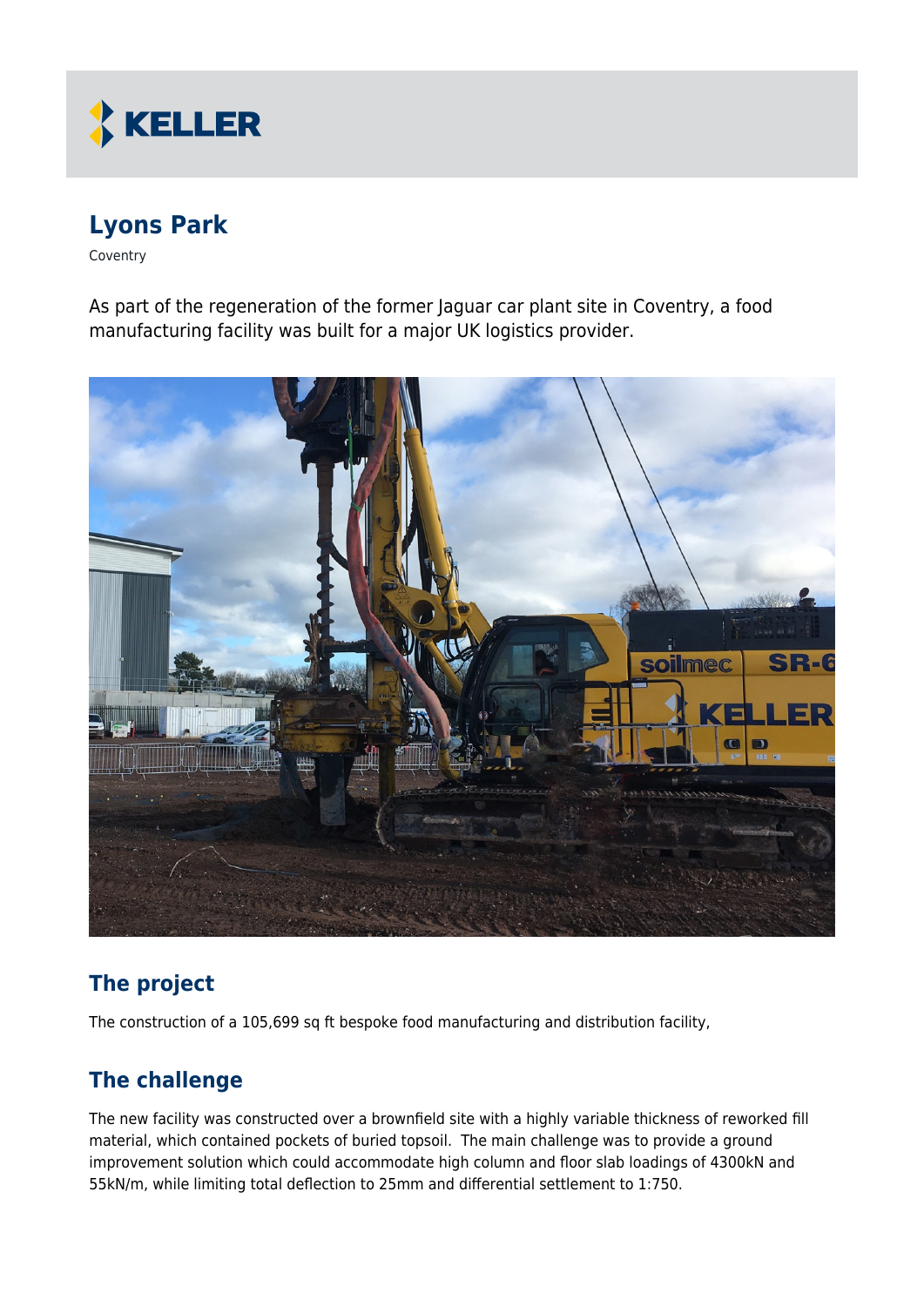KELLER

# Lyons Park

Coventry

As part of the regeneration of the former Jaguar car plant site in Coventry, a food manufacturing facility was built for a major UK logistics provider.

## The project

The construction of a 105,699 sq ft bespoke food manufacturing and distribution facility,

## The challenge

The new facility was constructed over a brownfield site with a highly variable thickness of reworked fill material, which contained pockets of buried topsoil. The main challenge was to provide a ground improvement solution which could accommodate high column and floor slab loadings of 4300kN and 55kN/m, while limiting total deflection to 25mm and differential settlement to 1:750.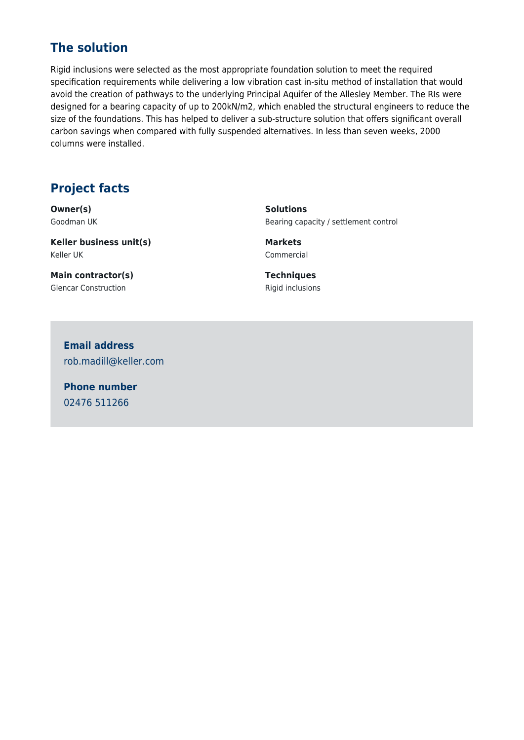## The solution

Rigid inclusions were selected as the most appropriate foundation solution to meet the required specification requirements while delivering a low vibration cast in-situ method of installation that would avoid the creation of pathways to the underlying Principal Aquifer of the Allesley Member. The RIs were designed for a bearing capacity of up to 200kN/m2, which enabled the structural engineers to reduce the size of the foundations. This has helped to deliver a sub-structure solution that offers significant overall carbon savings when compared with fully suspended alternatives. In less than seven weeks, 2000 columns were installed.

## Project facts

**Owner(s)**
Goodman UK

**Keller business unit(s)**
Keller UK

**Main contractor(s)**
Glencar Construction

**Solutions**
Bearing capacity / settlement control

**Markets**
Commercial

**Techniques**
Rigid inclusions

**Email address**
rob.madill@keller.com

**Phone number**
02476 511266